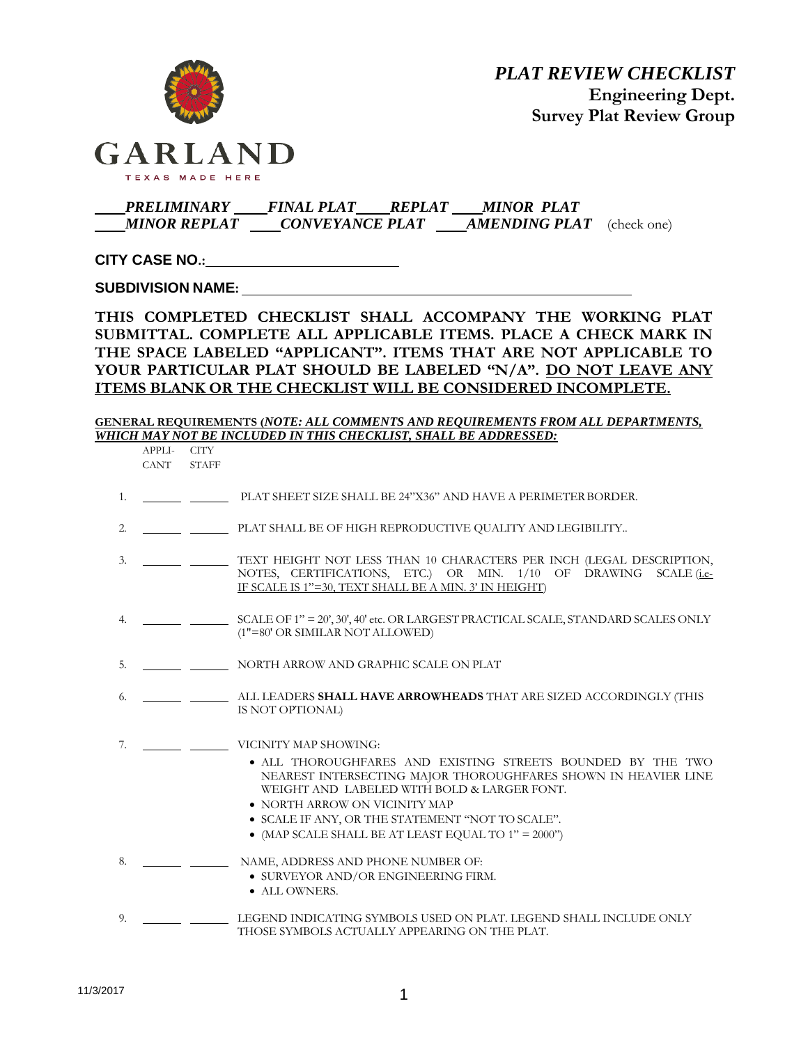# PLAT REVIEW CHECKLIST
**Engineering Dept.**
**Survey Plat Review Group**

GARLAND
TEXAS MADE HERE

**____*PRELIMINARY* ____*FINAL PLAT*____*REPLAT* ____*MINOR PLAT***
**____*MINOR REPLAT* ____*CONVEYANCE PLAT* ____*AMENDING PLAT*** (check one)

**CITY CASE NO.:**________________________

**SUBDIVISION NAME:** ______________________________________________

**THIS COMPLETED CHECKLIST SHALL ACCOMPANY THE WORKING PLAT SUBMITTAL. COMPLETE ALL APPLICABLE ITEMS. PLACE A CHECK MARK IN THE SPACE LABELED "APPLICANT". ITEMS THAT ARE NOT APPLICABLE TO YOUR PARTICULAR PLAT SHOULD BE LABELED "N/A". <u>DO NOT LEAVE ANY ITEMS BLANK OR THE CHECKLIST WILL BE CONSIDERED INCOMPLETE.</u>**

**<u>GENERAL REQUIREMENTS (*NOTE: ALL COMMENTS AND REQUIREMENTS FROM ALL DEPARTMENTS, WHICH MAY NOT BE INCLUDED IN THIS CHECKLIST, SHALL BE ADDRESSED:*</u>**

| | APPLI-CANT | CITY STAFF | |
|---|---|---|---|
| 1. | ______ | ______ | PLAT SHEET SIZE SHALL BE 24"X36" AND HAVE A PERIMETER BORDER. |
| 2. | ______ | ______ | PLAT SHALL BE OF HIGH REPRODUCTIVE QUALITY AND LEGIBILITY.. |
| 3. | ______ | ______ | TEXT HEIGHT NOT LESS THAN 10 CHARACTERS PER INCH (LEGAL DESCRIPTION, NOTES, CERTIFICATIONS, ETC.) OR MIN. 1/10 OF DRAWING SCALE (<u>i.e- IF SCALE IS 1"=30, TEXT SHALL BE A MIN. 3' IN HEIGHT</u>) |
| 4. | ______ | ______ | SCALE OF 1" = 20', 30', 40' etc. OR LARGEST PRACTICAL SCALE, STANDARD SCALES ONLY (1"=80' OR SIMILAR NOT ALLOWED) |
| 5. | ______ | ______ | NORTH ARROW AND GRAPHIC SCALE ON PLAT |
| 6. | ______ | ______ | ALL LEADERS **SHALL HAVE ARROWHEADS** THAT ARE SIZED ACCORDINGLY (THIS IS NOT OPTIONAL) |
| 7. | ______ | ______ | VICINITY MAP SHOWING:<br>• ALL THOROUGHFARES AND EXISTING STREETS BOUNDED BY THE TWO NEAREST INTERSECTING MAJOR THOROUGHFARES SHOWN IN HEAVIER LINE WEIGHT AND LABELED WITH BOLD & LARGER FONT.<br>• NORTH ARROW ON VICINITY MAP<br>• SCALE IF ANY, OR THE STATEMENT "NOT TO SCALE".<br>• (MAP SCALE SHALL BE AT LEAST EQUAL TO 1" = 2000") |
| 8. | ______ | ______ | NAME, ADDRESS AND PHONE NUMBER OF:<br>• SURVEYOR AND/OR ENGINEERING FIRM.<br>• ALL OWNERS. |
| 9. | ______ | ______ | LEGEND INDICATING SYMBOLS USED ON PLAT. LEGEND SHALL INCLUDE ONLY THOSE SYMBOLS ACTUALLY APPEARING ON THE PLAT. |

11/3/2017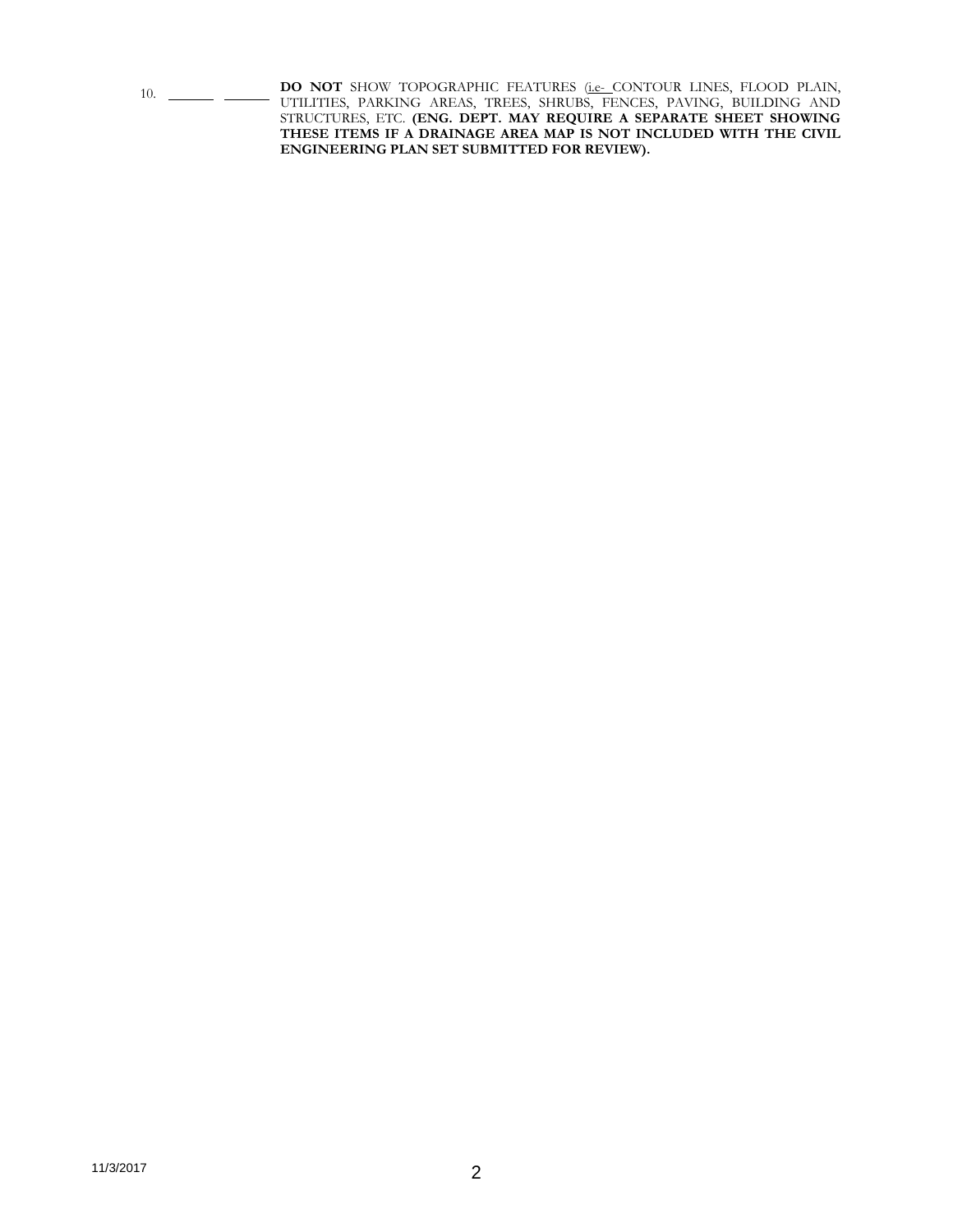10. ______ ______ **DO NOT** SHOW TOPOGRAPHIC FEATURES (i.e- CONTOUR LINES, FLOOD PLAIN, UTILITIES, PARKING AREAS, TREES, SHRUBS, FENCES, PAVING, BUILDING AND STRUCTURES, ETC. **(ENG. DEPT. MAY REQUIRE A SEPARATE SHEET SHOWING THESE ITEMS IF A DRAINAGE AREA MAP IS NOT INCLUDED WITH THE CIVIL ENGINEERING PLAN SET SUBMITTED FOR REVIEW).**

11/3/2017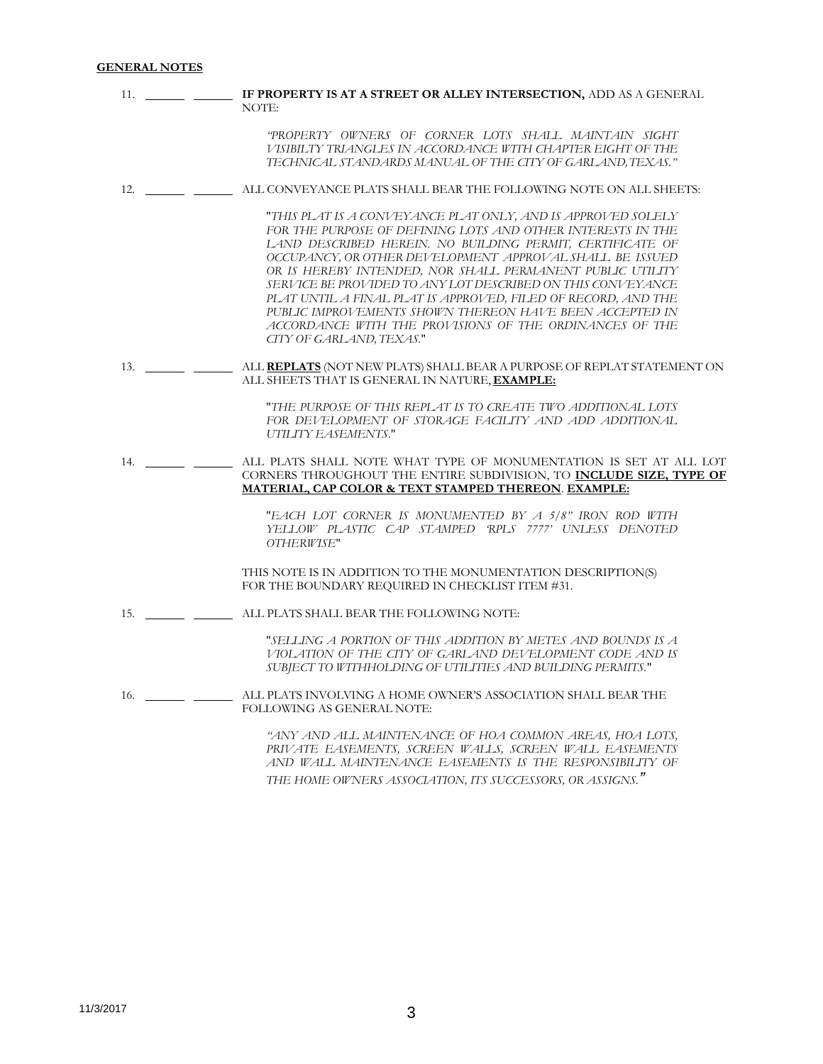**GENERAL NOTES**

11. \_\_\_\_\_\_ \_\_\_\_\_\_ **IF PROPERTY IS AT A STREET OR ALLEY INTERSECTION,** ADD AS A GENERAL NOTE:

    *"PROPERTY OWNERS OF CORNER LOTS SHALL MAINTAIN SIGHT VISIBILTY TRIANGLES IN ACCORDANCE WITH CHAPTER EIGHT OF THE TECHNICAL STANDARDS MANUAL OF THE CITY OF GARLAND, TEXAS."*

12. \_\_\_\_\_\_ \_\_\_\_\_\_ ALL CONVEYANCE PLATS SHALL BEAR THE FOLLOWING NOTE ON ALL SHEETS:

    "*THIS PLAT IS A CONVEYANCE PLAT ONLY, AND IS APPROVED SOLELY FOR THE PURPOSE OF DEFINING LOTS AND OTHER INTERESTS IN THE LAND DESCRIBED HEREIN. NO BUILDING PERMIT, CERTIFICATE OF OCCUPANCY, OR OTHER DEVELOPMENT APPROVAL SHALL BE ISSUED OR IS HEREBY INTENDED, NOR SHALL PERMANENT PUBLIC UTILITY SERVICE BE PROVIDED TO ANY LOT DESCRIBED ON THIS CONVEYANCE PLAT UNTIL A FINAL PLAT IS APPROVED, FILED OF RECORD, AND THE PUBLIC IMPROVEMENTS SHOWN THEREON HAVE BEEN ACCEPTED IN ACCORDANCE WITH THE PROVISIONS OF THE ORDINANCES OF THE CITY OF GARLAND, TEXAS*."

13. \_\_\_\_\_\_ \_\_\_\_\_\_ ALL **<u>REPLATS</u>** (NOT NEW PLATS) SHALL BEAR A PURPOSE OF REPLAT STATEMENT ON ALL SHEETS THAT IS GENERAL IN NATURE, **<u>EXAMPLE:</u>**

    "*THE PURPOSE OF THIS REPLAT IS TO CREATE TWO ADDITIONAL LOTS FOR DEVELOPMENT OF STORAGE FACILITY AND ADD ADDITIONAL UTILITY EASEMENTS*."

14. \_\_\_\_\_\_ \_\_\_\_\_\_ ALL PLATS SHALL NOTE WHAT TYPE OF MONUMENTATION IS SET AT ALL LOT CORNERS THROUGHOUT THE ENTIRE SUBDIVISION, TO **<u>INCLUDE SIZE, TYPE OF MATERIAL, CAP COLOR & TEXT STAMPED THEREON</u>**. **<u>EXAMPLE:</u>**

    "*EACH LOT CORNER IS MONUMENTED BY A 5/8" IRON ROD WITH YELLOW PLASTIC CAP STAMPED 'RPLS 7777' UNLESS DENOTED OTHERWISE*"

    THIS NOTE IS IN ADDITION TO THE MONUMENTATION DESCRIPTION(S) FOR THE BOUNDARY REQUIRED IN CHECKLIST ITEM #31.

15. \_\_\_\_\_\_ \_\_\_\_\_\_ ALL PLATS SHALL BEAR THE FOLLOWING NOTE:

    "*SELLING A PORTION OF THIS ADDITION BY METES AND BOUNDS IS A VIOLATION OF THE CITY OF GARLAND DEVELOPMENT CODE AND IS SUBJECT TO WITHHOLDING OF UTILITIES AND BUILDING PERMITS*."

16. \_\_\_\_\_\_ \_\_\_\_\_\_ ALL PLATS INVOLVING A HOME OWNER'S ASSOCIATION SHALL BEAR THE FOLLOWING AS GENERAL NOTE:

    *"ANY AND ALL MAINTENANCE OF HOA COMMON AREAS, HOA LOTS, PRIVATE EASEMENTS, SCREEN WALLS, SCREEN WALL EASEMENTS AND WALL MAINTENANCE EASEMENTS IS THE RESPONSIBILITY OF THE HOME OWNERS ASSOCIATION, ITS SUCCESSORS, OR ASSIGNS."*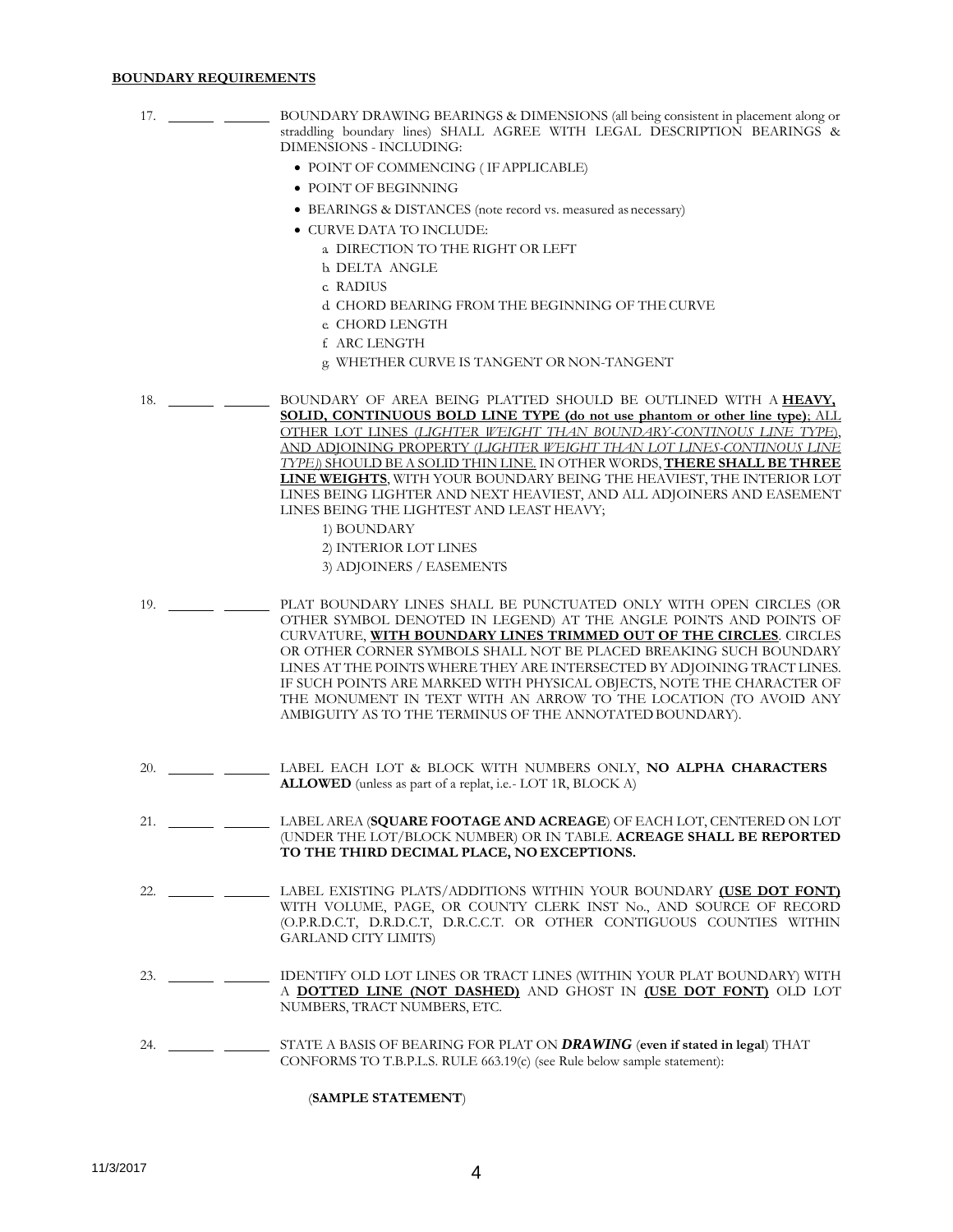**BOUNDARY REQUIREMENTS**

17. \_\_\_\_\_\_ \_\_\_\_\_\_ BOUNDARY DRAWING BEARINGS & DIMENSIONS (all being consistent in placement along or straddling boundary lines) SHALL AGREE WITH LEGAL DESCRIPTION BEARINGS & DIMENSIONS - INCLUDING:

- POINT OF COMMENCING ( IF APPLICABLE)
- POINT OF BEGINNING
- BEARINGS & DISTANCES (note record vs. measured as necessary)
- CURVE DATA TO INCLUDE:
  - a. DIRECTION TO THE RIGHT OR LEFT
  - b. DELTA ANGLE
  - c. RADIUS
  - d. CHORD BEARING FROM THE BEGINNING OF THE CURVE
  - e. CHORD LENGTH
  - f. ARC LENGTH
  - g. WHETHER CURVE IS TANGENT OR NON-TANGENT

18. \_\_\_\_\_\_ \_\_\_\_\_\_ BOUNDARY OF AREA BEING PLATTED SHOULD BE OUTLINED WITH A <u>**HEAVY, SOLID, CONTINUOUS BOLD LINE TYPE (do not use phantom or other line type)**</u>; <u>ALL OTHER LOT LINES *(LIGHTER WEIGHT THAN BOUNDARY-CONTINOUS LINE TYPE)*, AND ADJOINING PROPERTY *(LIGHTER WEIGHT THAN LOT LINES-CONTINOUS LINE TYPE)* SHOULD BE A SOLID THIN LINE.</u> IN OTHER WORDS, <u>**THERE SHALL BE THREE LINE WEIGHTS**</u>, WITH YOUR BOUNDARY BEING THE HEAVIEST, THE INTERIOR LOT LINES BEING LIGHTER AND NEXT HEAVIEST, AND ALL ADJOINERS AND EASEMENT LINES BEING THE LIGHTEST AND LEAST HEAVY;

1) BOUNDARY
2) INTERIOR LOT LINES
3) ADJOINERS / EASEMENTS

19. \_\_\_\_\_\_ \_\_\_\_\_\_ PLAT BOUNDARY LINES SHALL BE PUNCTUATED ONLY WITH OPEN CIRCLES (OR OTHER SYMBOL DENOTED IN LEGEND) AT THE ANGLE POINTS AND POINTS OF CURVATURE, <u>**WITH BOUNDARY LINES TRIMMED OUT OF THE CIRCLES**</u>. CIRCLES OR OTHER CORNER SYMBOLS SHALL NOT BE PLACED BREAKING SUCH BOUNDARY LINES AT THE POINTS WHERE THEY ARE INTERSECTED BY ADJOINING TRACT LINES. IF SUCH POINTS ARE MARKED WITH PHYSICAL OBJECTS, NOTE THE CHARACTER OF THE MONUMENT IN TEXT WITH AN ARROW TO THE LOCATION (TO AVOID ANY AMBIGUITY AS TO THE TERMINUS OF THE ANNOTATED BOUNDARY).

20. \_\_\_\_\_\_ \_\_\_\_\_\_ LABEL EACH LOT & BLOCK WITH NUMBERS ONLY, **NO ALPHA CHARACTERS ALLOWED** (unless as part of a replat, i.e.- LOT 1R, BLOCK A)

21. \_\_\_\_\_\_ \_\_\_\_\_\_ LABEL AREA (**SQUARE FOOTAGE AND ACREAGE**) OF EACH LOT, CENTERED ON LOT (UNDER THE LOT/BLOCK NUMBER) OR IN TABLE. **ACREAGE SHALL BE REPORTED TO THE THIRD DECIMAL PLACE, NO EXCEPTIONS.**

22. \_\_\_\_\_\_ \_\_\_\_\_\_ LABEL EXISTING PLATS/ADDITIONS WITHIN YOUR BOUNDARY <u>**(USE DOT FONT)**</u> WITH VOLUME, PAGE, OR COUNTY CLERK INST No., AND SOURCE OF RECORD (O.P.R.D.C.T, D.R.D.C.T, D.R.C.C.T. OR OTHER CONTIGUOUS COUNTIES WITHIN GARLAND CITY LIMITS)

23. \_\_\_\_\_\_ \_\_\_\_\_\_ IDENTIFY OLD LOT LINES OR TRACT LINES (WITHIN YOUR PLAT BOUNDARY) WITH A <u>**DOTTED LINE (NOT DASHED)**</u> AND GHOST IN <u>**(USE DOT FONT)**</u> OLD LOT NUMBERS, TRACT NUMBERS, ETC.

24. \_\_\_\_\_\_ \_\_\_\_\_\_ STATE A BASIS OF BEARING FOR PLAT ON ***DRAWING*** (**even if stated in legal**) THAT CONFORMS TO T.B.P.L.S. RULE 663.19(c) (see Rule below sample statement):

(**SAMPLE STATEMENT**)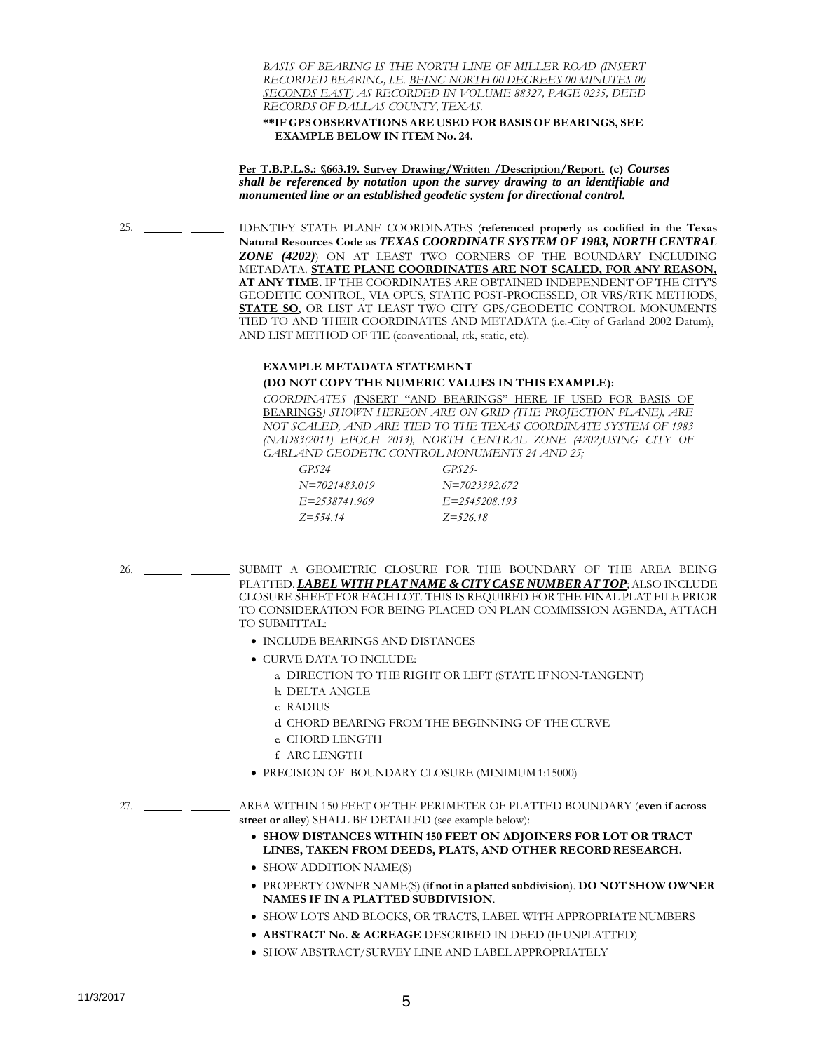*BASIS OF BEARING IS THE NORTH LINE OF MILLER ROAD (INSERT RECORDED BEARING, I.E. <u>BEING NORTH 00 DEGREES 00 MINUTES 00 SECONDS EAST</u>) AS RECORDED IN VOLUME 88327, PAGE 0235, DEED RECORDS OF DALLAS COUNTY, TEXAS.*

**\*\*IF GPS OBSERVATIONS ARE USED FOR BASIS OF BEARINGS, SEE EXAMPLE BELOW IN ITEM No. 24.**

**<u>Per T.B.P.L.S.: §663.19. Survey Drawing/Written /Description/Report.</u> (c)** ***Courses shall be referenced by notation upon the survey drawing to an identifiable and monumented line or an established geodetic system for directional control.***

25. \_\_\_\_\_\_ \_\_\_\_\_\_ IDENTIFY STATE PLANE COORDINATES (**referenced properly as codified in the Texas Natural Resources Code as** ***TEXAS COORDINATE SYSTEM OF 1983, NORTH CENTRAL ZONE (4202)***) ON AT LEAST TWO CORNERS OF THE BOUNDARY INCLUDING METADATA. **<u>STATE PLANE COORDINATES ARE NOT SCALED, FOR ANY REASON, AT ANY TIME.</u>** IF THE COORDINATES ARE OBTAINED INDEPENDENT OF THE CITY'S GEODETIC CONTROL, VIA OPUS, STATIC POST-PROCESSED, OR VRS/RTK METHODS, **<u>STATE SO</u>**, OR LIST AT LEAST TWO CITY GPS/GEODETIC CONTROL MONUMENTS TIED TO AND THEIR COORDINATES AND METADATA (i.e.-City of Garland 2002 Datum), AND LIST METHOD OF TIE (conventional, rtk, static, etc).

**<u>EXAMPLE METADATA STATEMENT</u>**

**(DO NOT COPY THE NUMERIC VALUES IN THIS EXAMPLE):**

*COORDINATES (<u>INSERT "AND BEARINGS" HERE IF USED FOR BASIS OF BEARINGS</u>) SHOWN HEREON ARE ON GRID (THE PROJECTION PLANE), ARE NOT SCALED, AND ARE TIED TO THE TEXAS COORDINATE SYSTEM OF 1983 (NAD83(2011) EPOCH 2013), NORTH CENTRAL ZONE (4202)USING CITY OF GARLAND GEODETIC CONTROL MONUMENTS 24 AND 25;*

| *GPS24* | *GPS25-* |
|---|---|
| *N=7021483.019* | *N=7023392.672* |
| *E=2538741.969* | *E=2545208.193* |
| *Z=554.14* | *Z=526.18* |

26. \_\_\_\_\_\_ \_\_\_\_\_\_ SUBMIT A GEOMETRIC CLOSURE FOR THE BOUNDARY OF THE AREA BEING PLATTED. ***<u>LABEL WITH PLAT NAME & CITY CASE NUMBER AT TOP</u>***; ALSO INCLUDE CLOSURE SHEET FOR EACH LOT. THIS IS REQUIRED FOR THE FINAL PLAT FILE PRIOR TO CONSIDERATION FOR BEING PLACED ON PLAN COMMISSION AGENDA, ATTACH TO SUBMITTAL:

- INCLUDE BEARINGS AND DISTANCES
- CURVE DATA TO INCLUDE:
  a. DIRECTION TO THE RIGHT OR LEFT (STATE IF NON-TANGENT)
  b. DELTA ANGLE
  c. RADIUS
  d. CHORD BEARING FROM THE BEGINNING OF THE CURVE
  e. CHORD LENGTH
  f. ARC LENGTH
- PRECISION OF BOUNDARY CLOSURE (MINIMUM 1:15000)

27. \_\_\_\_\_\_ \_\_\_\_\_\_ AREA WITHIN 150 FEET OF THE PERIMETER OF PLATTED BOUNDARY (**even if across street or alley**) SHALL BE DETAILED (see example below):

- **SHOW DISTANCES WITHIN 150 FEET ON ADJOINERS FOR LOT OR TRACT LINES, TAKEN FROM DEEDS, PLATS, AND OTHER RECORD RESEARCH.**
- SHOW ADDITION NAME(S)
- PROPERTY OWNER NAME(S) (**<u>if not in a platted subdivision</u>**). **DO NOT SHOW OWNER NAMES IF IN A PLATTED SUBDIVISION**.
- SHOW LOTS AND BLOCKS, OR TRACTS, LABEL WITH APPROPRIATE NUMBERS
- **<u>ABSTRACT No. & ACREAGE</u>** DESCRIBED IN DEED (IF UNPLATTED)
- SHOW ABSTRACT/SURVEY LINE AND LABEL APPROPRIATELY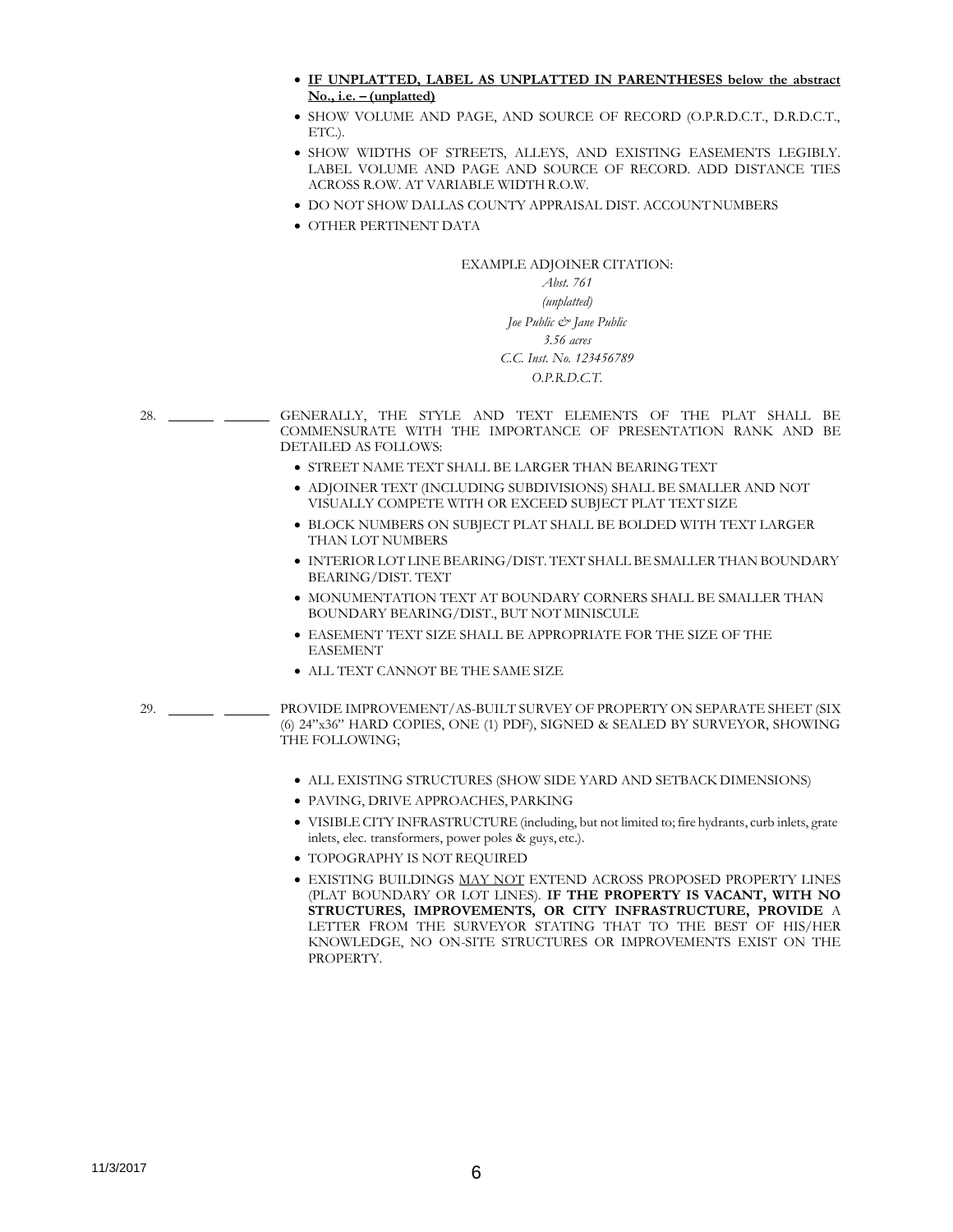- **IF UNPLATTED, LABEL AS UNPLATTED IN PARENTHESES below the abstract No., i.e. – (unplatted)**
- SHOW VOLUME AND PAGE, AND SOURCE OF RECORD (O.P.R.D.C.T., D.R.D.C.T., ETC.).
- SHOW WIDTHS OF STREETS, ALLEYS, AND EXISTING EASEMENTS LEGIBLY. LABEL VOLUME AND PAGE AND SOURCE OF RECORD. ADD DISTANCE TIES ACROSS R.OW. AT VARIABLE WIDTH R.O.W.
- DO NOT SHOW DALLAS COUNTY APPRAISAL DIST. ACCOUNT NUMBERS
- OTHER PERTINENT DATA

EXAMPLE ADJOINER CITATION:

*Abst. 761*
*(unplatted)*
*Joe Public & Jane Public*
*3.56 acres*
*C.C. Inst. No. 123456789*
*O.P.R.D.C.T.*

28. ______ ______ GENERALLY, THE STYLE AND TEXT ELEMENTS OF THE PLAT SHALL BE COMMENSURATE WITH THE IMPORTANCE OF PRESENTATION RANK AND BE DETAILED AS FOLLOWS:

- STREET NAME TEXT SHALL BE LARGER THAN BEARING TEXT
- ADJOINER TEXT (INCLUDING SUBDIVISIONS) SHALL BE SMALLER AND NOT VISUALLY COMPETE WITH OR EXCEED SUBJECT PLAT TEXT SIZE
- BLOCK NUMBERS ON SUBJECT PLAT SHALL BE BOLDED WITH TEXT LARGER THAN LOT NUMBERS
- INTERIOR LOT LINE BEARING/DIST. TEXT SHALL BE SMALLER THAN BOUNDARY BEARING/DIST. TEXT
- MONUMENTATION TEXT AT BOUNDARY CORNERS SHALL BE SMALLER THAN BOUNDARY BEARING/DIST., BUT NOT MINISCULE
- EASEMENT TEXT SIZE SHALL BE APPROPRIATE FOR THE SIZE OF THE EASEMENT
- ALL TEXT CANNOT BE THE SAME SIZE

29. ______ ______ PROVIDE IMPROVEMENT/AS-BUILT SURVEY OF PROPERTY ON SEPARATE SHEET (SIX (6) 24"x36" HARD COPIES, ONE (1) PDF), SIGNED & SEALED BY SURVEYOR, SHOWING THE FOLLOWING;

- ALL EXISTING STRUCTURES (SHOW SIDE YARD AND SETBACK DIMENSIONS)
- PAVING, DRIVE APPROACHES, PARKING
- VISIBLE CITY INFRASTRUCTURE (including, but not limited to; fire hydrants, curb inlets, grate inlets, elec. transformers, power poles & guys, etc.).
- TOPOGRAPHY IS NOT REQUIRED
- EXISTING BUILDINGS MAY NOT EXTEND ACROSS PROPOSED PROPERTY LINES (PLAT BOUNDARY OR LOT LINES). **IF THE PROPERTY IS VACANT, WITH NO STRUCTURES, IMPROVEMENTS, OR CITY INFRASTRUCTURE, PROVIDE** A LETTER FROM THE SURVEYOR STATING THAT TO THE BEST OF HIS/HER KNOWLEDGE, NO ON-SITE STRUCTURES OR IMPROVEMENTS EXIST ON THE PROPERTY.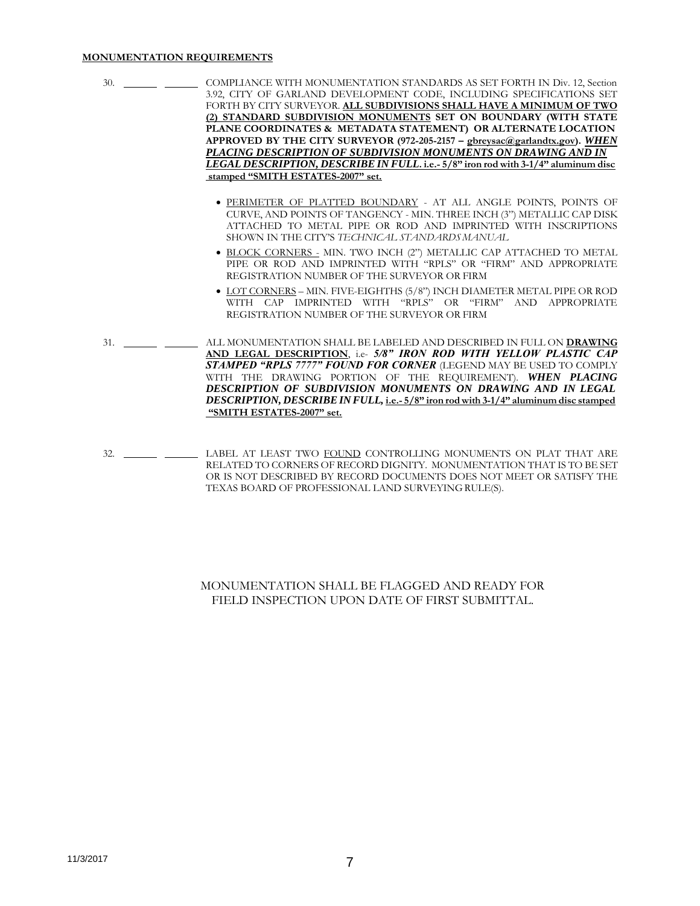**MONUMENTATION REQUIREMENTS**

30. \_\_\_\_\_\_ \_\_\_\_\_\_ COMPLIANCE WITH MONUMENTATION STANDARDS AS SET FORTH IN Div. 12, Section 3.92, CITY OF GARLAND DEVELOPMENT CODE, INCLUDING SPECIFICATIONS SET FORTH BY CITY SURVEYOR. **ALL SUBDIVISIONS SHALL HAVE A MINIMUM OF TWO (2) STANDARD SUBDIVISION MONUMENTS SET ON BOUNDARY (WITH STATE PLANE COORDINATES & METADATA STATEMENT) OR ALTERNATE LOCATION APPROVED BY THE CITY SURVEYOR (972-205-2157 – gbreysac@garlandtx.gov).** ***WHEN PLACING DESCRIPTION OF SUBDIVISION MONUMENTS ON DRAWING AND IN LEGAL DESCRIPTION, DESCRIBE IN FULL*. i.e.- 5/8" iron rod with 3-1/4" aluminum disc stamped "SMITH ESTATES-2007" set.**

- PERIMETER OF PLATTED BOUNDARY - AT ALL ANGLE POINTS, POINTS OF CURVE, AND POINTS OF TANGENCY - MIN. THREE INCH (3") METALLIC CAP DISK ATTACHED TO METAL PIPE OR ROD AND IMPRINTED WITH INSCRIPTIONS SHOWN IN THE CITY'S *TECHNICAL STANDARDS MANUAL*
- BLOCK CORNERS - MIN. TWO INCH (2") METALLIC CAP ATTACHED TO METAL PIPE OR ROD AND IMPRINTED WITH "RPLS" OR "FIRM" AND APPROPRIATE REGISTRATION NUMBER OF THE SURVEYOR OR FIRM
- LOT CORNERS – MIN. FIVE-EIGHTHS (5/8") INCH DIAMETER METAL PIPE OR ROD WITH CAP IMPRINTED WITH "RPLS" OR "FIRM" AND APPROPRIATE REGISTRATION NUMBER OF THE SURVEYOR OR FIRM

31. \_\_\_\_\_\_ \_\_\_\_\_\_ ALL MONUMENTATION SHALL BE LABELED AND DESCRIBED IN FULL ON **DRAWING AND LEGAL DESCRIPTION**, i.e- ***5/8" IRON ROD WITH YELLOW PLASTIC CAP STAMPED "RPLS 7777" FOUND FOR CORNER*** (LEGEND MAY BE USED TO COMPLY WITH THE DRAWING PORTION OF THE REQUIREMENT). ***WHEN PLACING DESCRIPTION OF SUBDIVISION MONUMENTS ON DRAWING AND IN LEGAL DESCRIPTION, DESCRIBE IN FULL,*** **i.e.- 5/8" iron rod with 3-1/4" aluminum disc stamped "SMITH ESTATES-2007" set.**

32. \_\_\_\_\_\_ \_\_\_\_\_\_ LABEL AT LEAST TWO FOUND CONTROLLING MONUMENTS ON PLAT THAT ARE RELATED TO CORNERS OF RECORD DIGNITY. MONUMENTATION THAT IS TO BE SET OR IS NOT DESCRIBED BY RECORD DOCUMENTS DOES NOT MEET OR SATISFY THE TEXAS BOARD OF PROFESSIONAL LAND SURVEYING RULE(S).

MONUMENTATION SHALL BE FLAGGED AND READY FOR FIELD INSPECTION UPON DATE OF FIRST SUBMITTAL.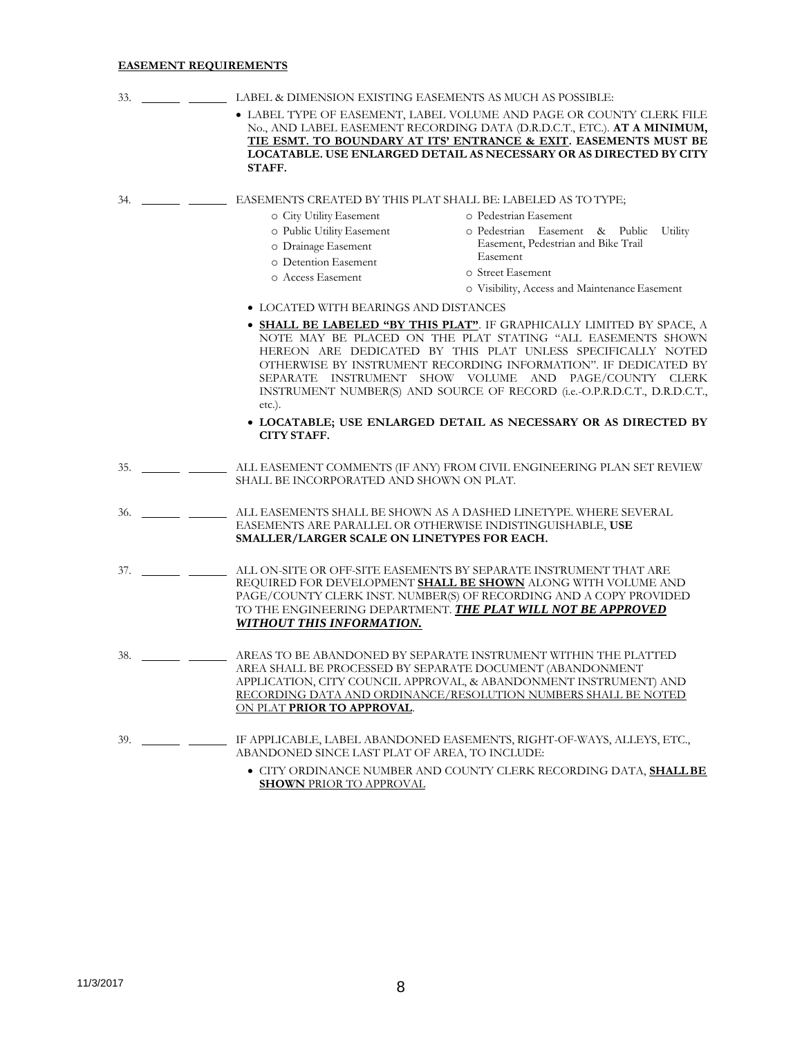**EASEMENT REQUIREMENTS**

33. \_\_\_\_\_\_ \_\_\_\_\_\_ LABEL & DIMENSION EXISTING EASEMENTS AS MUCH AS POSSIBLE:

- LABEL TYPE OF EASEMENT, LABEL VOLUME AND PAGE OR COUNTY CLERK FILE No., AND LABEL EASEMENT RECORDING DATA (D.R.D.C.T., ETC.). **AT A MINIMUM, <u>TIE ESMT. TO BOUNDARY AT ITS' ENTRANCE & EXIT</u>. EASEMENTS MUST BE LOCATABLE. USE ENLARGED DETAIL AS NECESSARY OR AS DIRECTED BY CITY STAFF.**

34. \_\_\_\_\_\_ \_\_\_\_\_\_ EASEMENTS CREATED BY THIS PLAT SHALL BE: LABELED AS TO TYPE;

- City Utility Easement
- Public Utility Easement
- Drainage Easement
- Detention Easement
- Access Easement
- Pedestrian Easement
- Pedestrian Easement & Public Utility Easement, Pedestrian and Bike Trail Easement
- Street Easement
- Visibility, Access and Maintenance Easement

- LOCATED WITH BEARINGS AND DISTANCES
- **<u>SHALL BE LABELED "BY THIS PLAT"</u>**. IF GRAPHICALLY LIMITED BY SPACE, A NOTE MAY BE PLACED ON THE PLAT STATING "ALL EASEMENTS SHOWN HEREON ARE DEDICATED BY THIS PLAT UNLESS SPECIFICALLY NOTED OTHERWISE BY INSTRUMENT RECORDING INFORMATION". IF DEDICATED BY SEPARATE INSTRUMENT SHOW VOLUME AND PAGE/COUNTY CLERK INSTRUMENT NUMBER(S) AND SOURCE OF RECORD (i.e.-O.P.R.D.C.T., D.R.D.C.T., etc.).
- **LOCATABLE; USE ENLARGED DETAIL AS NECESSARY OR AS DIRECTED BY CITY STAFF.**

35. \_\_\_\_\_\_ \_\_\_\_\_\_ ALL EASEMENT COMMENTS (IF ANY) FROM CIVIL ENGINEERING PLAN SET REVIEW SHALL BE INCORPORATED AND SHOWN ON PLAT.

36. \_\_\_\_\_\_ \_\_\_\_\_\_ ALL EASEMENTS SHALL BE SHOWN AS A DASHED LINETYPE. WHERE SEVERAL EASEMENTS ARE PARALLEL OR OTHERWISE INDISTINGUISHABLE, **USE SMALLER/LARGER SCALE ON LINETYPES FOR EACH.**

37. \_\_\_\_\_\_ \_\_\_\_\_\_ ALL ON-SITE OR OFF-SITE EASEMENTS BY SEPARATE INSTRUMENT THAT ARE REQUIRED FOR DEVELOPMENT **<u>SHALL BE SHOWN</u>** ALONG WITH VOLUME AND PAGE/COUNTY CLERK INST. NUMBER(S) OF RECORDING AND A COPY PROVIDED TO THE ENGINEERING DEPARTMENT. ***<u>THE PLAT WILL NOT BE APPROVED WITHOUT THIS INFORMATION.</u>***

38. \_\_\_\_\_\_ \_\_\_\_\_\_ AREAS TO BE ABANDONED BY SEPARATE INSTRUMENT WITHIN THE PLATTED AREA SHALL BE PROCESSED BY SEPARATE DOCUMENT (ABANDONMENT APPLICATION, CITY COUNCIL APPROVAL, & ABANDONMENT INSTRUMENT) AND <u>RECORDING DATA AND ORDINANCE/RESOLUTION NUMBERS SHALL BE NOTED ON PLAT **PRIOR TO APPROVAL**</u>.

39. \_\_\_\_\_\_ \_\_\_\_\_\_ IF APPLICABLE, LABEL ABANDONED EASEMENTS, RIGHT-OF-WAYS, ALLEYS, ETC., ABANDONED SINCE LAST PLAT OF AREA, TO INCLUDE:

- CITY ORDINANCE NUMBER AND COUNTY CLERK RECORDING DATA, <u>**SHALL BE SHOWN** PRIOR TO APPROVAL</u>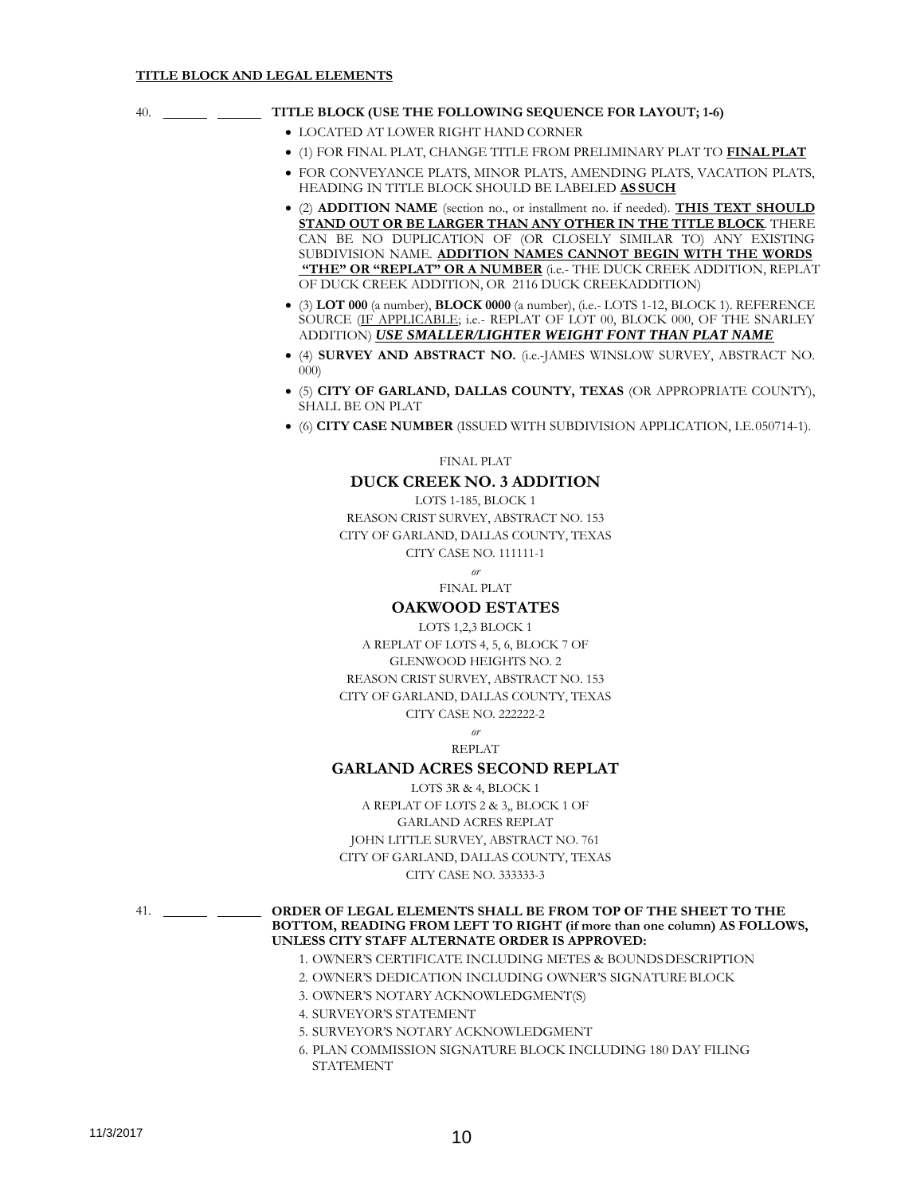**TITLE BLOCK AND LEGAL ELEMENTS**

40. \_\_\_\_\_\_ \_\_\_\_\_\_ **TITLE BLOCK (USE THE FOLLOWING SEQUENCE FOR LAYOUT; 1-6)**

- LOCATED AT LOWER RIGHT HAND CORNER
- (1) FOR FINAL PLAT, CHANGE TITLE FROM PRELIMINARY PLAT TO **FINAL PLAT**
- FOR CONVEYANCE PLATS, MINOR PLATS, AMENDING PLATS, VACATION PLATS, HEADING IN TITLE BLOCK SHOULD BE LABELED **AS SUCH**
- (2) **ADDITION NAME** (section no., or installment no. if needed). **THIS TEXT SHOULD STAND OUT OR BE LARGER THAN ANY OTHER IN THE TITLE BLOCK**. THERE CAN BE NO DUPLICATION OF (OR CLOSELY SIMILAR TO) ANY EXISTING SUBDIVISION NAME. **ADDITION NAMES CANNOT BEGIN WITH THE WORDS "THE" OR "REPLAT" OR A NUMBER** (i.e.- THE DUCK CREEK ADDITION, REPLAT OF DUCK CREEK ADDITION, OR 2116 DUCK CREEKADDITION)
- (3) **LOT 000** (a number), **BLOCK 0000** (a number), (i.e.- LOTS 1-12, BLOCK 1). REFERENCE SOURCE (IF APPLICABLE; i.e.- REPLAT OF LOT 00, BLOCK 000, OF THE SNARLEY ADDITION) ***USE SMALLER/LIGHTER WEIGHT FONT THAN PLAT NAME***
- (4) **SURVEY AND ABSTRACT NO.** (i.e.-JAMES WINSLOW SURVEY, ABSTRACT NO. 000)
- (5) **CITY OF GARLAND, DALLAS COUNTY, TEXAS** (OR APPROPRIATE COUNTY), SHALL BE ON PLAT
- (6) **CITY CASE NUMBER** (ISSUED WITH SUBDIVISION APPLICATION, I.E. 050714-1).

FINAL PLAT  
**DUCK CREEK NO. 3 ADDITION**  
LOTS 1-185, BLOCK 1  
REASON CRIST SURVEY, ABSTRACT NO. 153  
CITY OF GARLAND, DALLAS COUNTY, TEXAS  
CITY CASE NO. 111111-1

*or*

FINAL PLAT  
**OAKWOOD ESTATES**  
LOTS 1,2,3 BLOCK 1  
A REPLAT OF LOTS 4, 5, 6, BLOCK 7 OF  
GLENWOOD HEIGHTS NO. 2  
REASON CRIST SURVEY, ABSTRACT NO. 153  
CITY OF GARLAND, DALLAS COUNTY, TEXAS  
CITY CASE NO. 222222-2

*or*

REPLAT  
**GARLAND ACRES SECOND REPLAT**  
LOTS 3R & 4, BLOCK 1  
A REPLAT OF LOTS 2 & 3,, BLOCK 1 OF  
GARLAND ACRES REPLAT  
JOHN LITTLE SURVEY, ABSTRACT NO. 761  
CITY OF GARLAND, DALLAS COUNTY, TEXAS  
CITY CASE NO. 333333-3

41. \_\_\_\_\_\_ \_\_\_\_\_\_ **ORDER OF LEGAL ELEMENTS SHALL BE FROM TOP OF THE SHEET TO THE BOTTOM, READING FROM LEFT TO RIGHT (if more than one column) AS FOLLOWS, UNLESS CITY STAFF ALTERNATE ORDER IS APPROVED:**

1. OWNER'S CERTIFICATE INCLUDING METES & BOUNDS DESCRIPTION
2. OWNER'S DEDICATION INCLUDING OWNER'S SIGNATURE BLOCK
3. OWNER'S NOTARY ACKNOWLEDGMENT(S)
4. SURVEYOR'S STATEMENT
5. SURVEYOR'S NOTARY ACKNOWLEDGMENT
6. PLAN COMMISSION SIGNATURE BLOCK INCLUDING 180 DAY FILING STATEMENT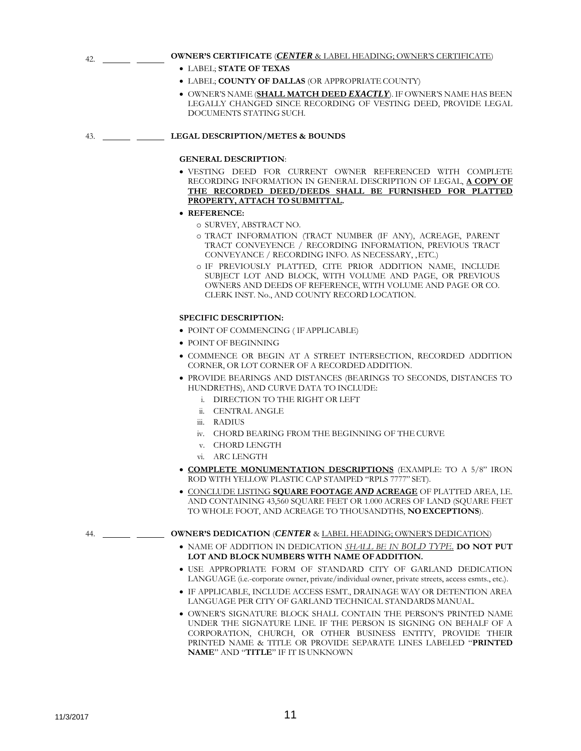42. \_\_\_\_\_\_ \_\_\_\_\_\_ **OWNER'S CERTIFICATE** (***CENTER*** & <u>LABEL HEADING; OWNER'S CERTIFICATE</u>)

- LABEL; **STATE OF TEXAS**
- LABEL; **COUNTY OF DALLAS** (OR APPROPRIATE COUNTY)
- OWNER'S NAME (**<u>SHALL MATCH DEED *EXACTLY*</u>**). IF OWNER'S NAME HAS BEEN LEGALLY CHANGED SINCE RECORDING OF VESTING DEED, PROVIDE LEGAL DOCUMENTS STATING SUCH.

43. \_\_\_\_\_\_ \_\_\_\_\_\_ **LEGAL DESCRIPTION/METES & BOUNDS**

**GENERAL DESCRIPTION**:

- VESTING DEED FOR CURRENT OWNER REFERENCED WITH COMPLETE RECORDING INFORMATION IN GENERAL DESCRIPTION OF LEGAL, **<u>A COPY OF THE RECORDED DEED/DEEDS SHALL BE FURNISHED FOR PLATTED PROPERTY, ATTACH TO SUBMITTAL</u>.**
- **REFERENCE:**
  - SURVEY, ABSTRACT NO.
  - TRACT INFORMATION (TRACT NUMBER (IF ANY), ACREAGE, PARENT TRACT CONVEYENCE / RECORDING INFORMATION, PREVIOUS TRACT CONVEYANCE / RECORDING INFO. AS NECESSARY, , ETC.)
  - IF PREVIOUSLY PLATTED, CITE PRIOR ADDITION NAME, INCLUDE SUBJECT LOT AND BLOCK, WITH VOLUME AND PAGE, OR PREVIOUS OWNERS AND DEEDS OF REFERENCE, WITH VOLUME AND PAGE OR CO. CLERK INST. No., AND COUNTY RECORD LOCATION.

**SPECIFIC DESCRIPTION:**

- POINT OF COMMENCING ( IF APPLICABLE)
- POINT OF BEGINNING
- COMMENCE OR BEGIN AT A STREET INTERSECTION, RECORDED ADDITION CORNER, OR LOT CORNER OF A RECORDED ADDITION.
- PROVIDE BEARINGS AND DISTANCES (BEARINGS TO SECONDS, DISTANCES TO HUNDREDTHS), AND CURVE DATA TO INCLUDE:
  1. DIRECTION TO THE RIGHT OR LEFT
  2. CENTRAL ANGLE
  3. RADIUS
  4. CHORD BEARING FROM THE BEGINNING OF THE CURVE
  5. CHORD LENGTH
  6. ARC LENGTH
- **<u>COMPLETE MONUMENTATION DESCRIPTIONS</u>** (EXAMPLE: TO A 5/8" IRON ROD WITH YELLOW PLASTIC CAP STAMPED "RPLS 7777" SET).
- <u>CONCLUDE LISTING **SQUARE FOOTAGE *AND* ACREAGE**</u> OF PLATTED AREA, I.E. AND CONTAINING 43,560 SQUARE FEET OR 1.000 ACRES OF LAND (SQUARE FEET TO WHOLE FOOT, AND ACREAGE TO THOUSANDTHS, **NO EXCEPTIONS**).

44. \_\_\_\_\_\_ \_\_\_\_\_\_ **OWNER'S DEDICATION** (***CENTER*** & <u>LABEL HEADING; OWNER'S DEDICATION</u>)

- NAME OF ADDITION IN DEDICATION *<u>SHALL BE IN BOLD TYPE.</u>* **DO NOT PUT LOT AND BLOCK NUMBERS WITH NAME OF ADDITION.**
- USE APPROPRIATE FORM OF STANDARD CITY OF GARLAND DEDICATION LANGUAGE (i.e.-corporate owner, private/individual owner, private streets, access esmts., etc.).
- IF APPLICABLE, INCLUDE ACCESS ESMT., DRAINAGE WAY OR DETENTION AREA LANGUAGE PER CITY OF GARLAND TECHNICAL STANDARDS MANUAL.
- OWNER'S SIGNATURE BLOCK SHALL CONTAIN THE PERSON'S PRINTED NAME UNDER THE SIGNATURE LINE. IF THE PERSON IS SIGNING ON BEHALF OF A CORPORATION, CHURCH, OR OTHER BUSINESS ENTITY, PROVIDE THEIR PRINTED NAME & TITLE OR PROVIDE SEPARATE LINES LABELED "**PRINTED NAME**" AND "**TITLE**" IF IT IS UNKNOWN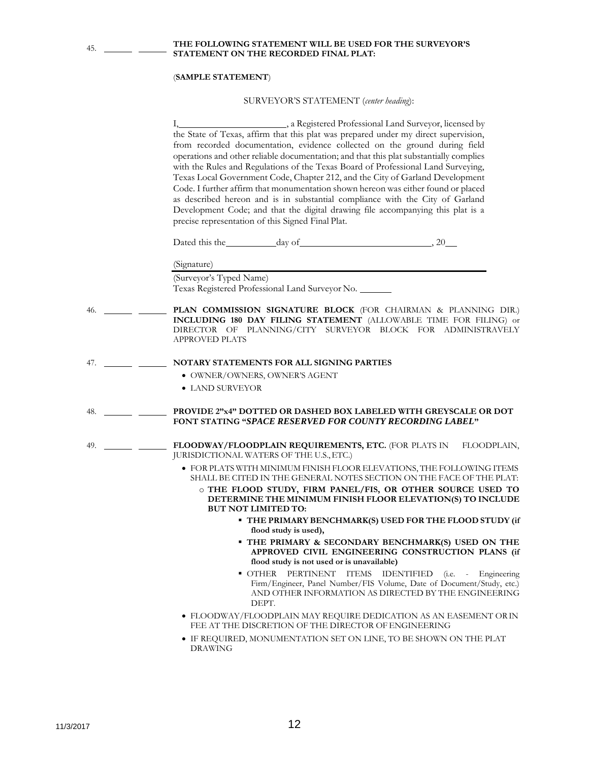45. \_\_\_\_\_\_ \_\_\_\_\_\_ **THE FOLLOWING STATEMENT WILL BE USED FOR THE SURVEYOR'S STATEMENT ON THE RECORDED FINAL PLAT:**

(**SAMPLE STATEMENT**)

SURVEYOR'S STATEMENT (*center heading*):

I,\_\_\_\_\_\_\_\_\_\_\_\_\_\_\_\_\_\_\_\_\_\_, a Registered Professional Land Surveyor, licensed by the State of Texas, affirm that this plat was prepared under my direct supervision, from recorded documentation, evidence collected on the ground during field operations and other reliable documentation; and that this plat substantially complies with the Rules and Regulations of the Texas Board of Professional Land Surveying, Texas Local Government Code, Chapter 212, and the City of Garland Development Code. I further affirm that monumentation shown hereon was either found or placed as described hereon and is in substantial compliance with the City of Garland Development Code; and that the digital drawing file accompanying this plat is a precise representation of this Signed Final Plat.

Dated this the\_\_\_\_\_\_\_\_\_\_day of\_\_\_\_\_\_\_\_\_\_\_\_\_\_\_\_\_\_\_\_\_\_\_\_\_\_, 20\_\_

(Signature)\_\_\_\_\_\_\_\_\_\_\_\_\_\_\_\_\_\_\_\_\_\_\_\_\_\_\_\_\_\_\_\_\_\_\_\_\_\_\_\_\_\_\_\_\_\_\_\_

(Surveyor's Typed Name)
Texas Registered Professional Land Surveyor No. \_\_\_\_\_\_\_

46. \_\_\_\_\_\_ \_\_\_\_\_\_ **PLAN COMMISSION SIGNATURE BLOCK** (FOR CHAIRMAN & PLANNING DIR.) **INCLUDING 180 DAY FILING STATEMENT** (ALLOWABLE TIME FOR FILING) or DIRECTOR OF PLANNING/CITY SURVEYOR BLOCK FOR ADMINISTRAVELY APPROVED PLATS

47. \_\_\_\_\_\_ \_\_\_\_\_\_ **NOTARY STATEMENTS FOR ALL SIGNING PARTIES**

- OWNER/OWNERS, OWNER'S AGENT
- LAND SURVEYOR

48. \_\_\_\_\_\_ \_\_\_\_\_\_ **PROVIDE 2"x4" DOTTED OR DASHED BOX LABELED WITH GREYSCALE OR DOT FONT STATING "*SPACE RESERVED FOR COUNTY RECORDING LABEL*"**

49. \_\_\_\_\_\_ \_\_\_\_\_\_ **FLOODWAY/FLOODPLAIN REQUIREMENTS, ETC.** (FOR PLATS IN FLOODPLAIN, JURISDICTIONAL WATERS OF THE U.S., ETC.)

- FOR PLATS WITH MINIMUM FINISH FLOOR ELEVATIONS, THE FOLLOWING ITEMS SHALL BE CITED IN THE GENERAL NOTES SECTION ON THE FACE OF THE PLAT:
  - **THE FLOOD STUDY, FIRM PANEL/FIS, OR OTHER SOURCE USED TO DETERMINE THE MINIMUM FINISH FLOOR ELEVATION(S) TO INCLUDE BUT NOT LIMITED TO:**
    - **THE PRIMARY BENCHMARK(S) USED FOR THE FLOOD STUDY (if flood study is used),**
    - **THE PRIMARY & SECONDARY BENCHMARK(S) USED ON THE APPROVED CIVIL ENGINEERING CONSTRUCTION PLANS (if flood study is not used or is unavailable)**
    - OTHER PERTINENT ITEMS IDENTIFIED (i.e. - Engineering Firm/Engineer, Panel Number/FIS Volume, Date of Document/Study, etc.) AND OTHER INFORMATION AS DIRECTED BY THE ENGINEERING DEPT.
- FLOODWAY/FLOODPLAIN MAY REQUIRE DEDICATION AS AN EASEMENT OR IN FEE AT THE DISCRETION OF THE DIRECTOR OF ENGINEERING
- IF REQUIRED, MONUMENTATION SET ON LINE, TO BE SHOWN ON THE PLAT DRAWING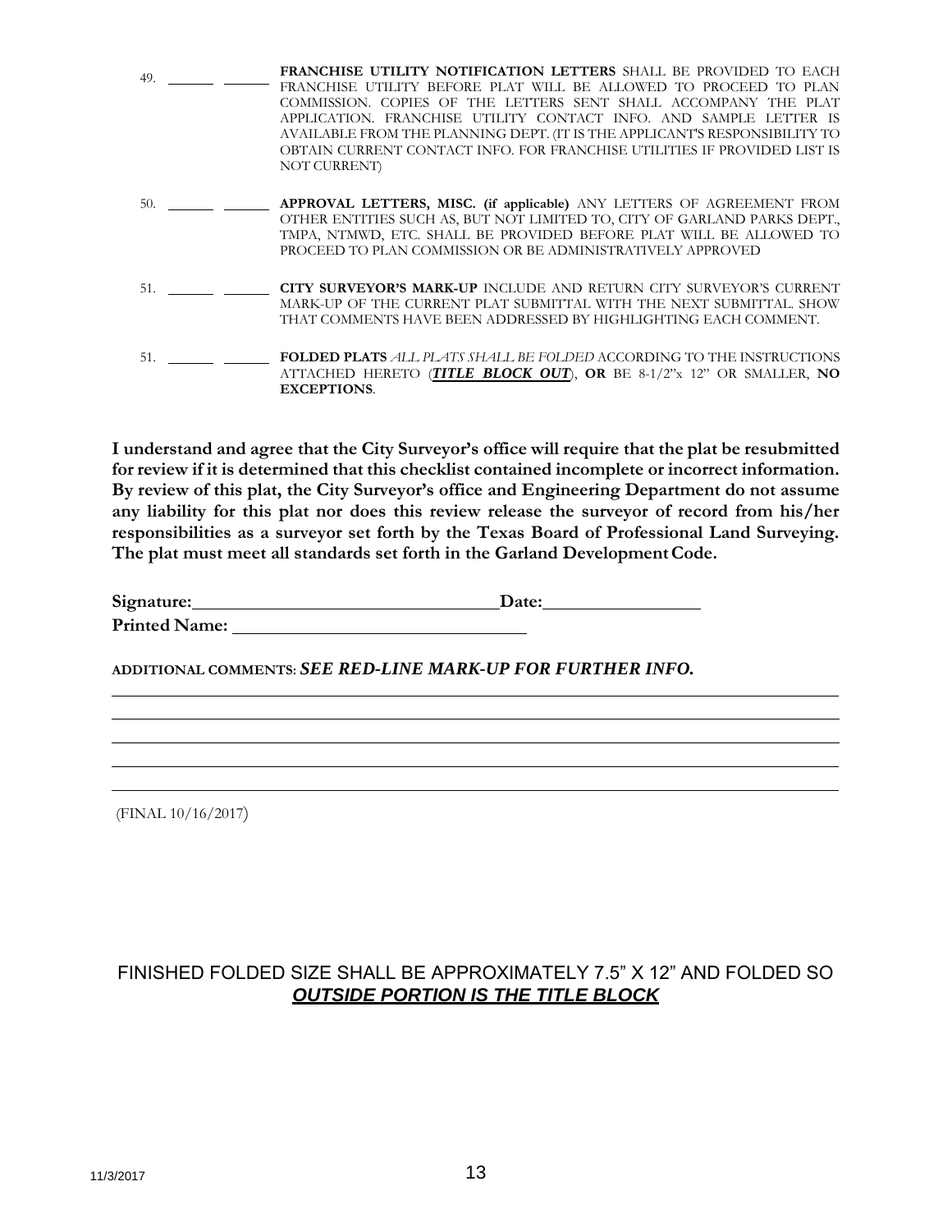49. \_\_\_\_\_\_ \_\_\_\_\_\_ **FRANCHISE UTILITY NOTIFICATION LETTERS** SHALL BE PROVIDED TO EACH FRANCHISE UTILITY BEFORE PLAT WILL BE ALLOWED TO PROCEED TO PLAN COMMISSION. COPIES OF THE LETTERS SENT SHALL ACCOMPANY THE PLAT APPLICATION. FRANCHISE UTILITY CONTACT INFO. AND SAMPLE LETTER IS AVAILABLE FROM THE PLANNING DEPT. (IT IS THE APPLICANT'S RESPONSIBILITY TO OBTAIN CURRENT CONTACT INFO. FOR FRANCHISE UTILITIES IF PROVIDED LIST IS NOT CURRENT)

50. \_\_\_\_\_\_ \_\_\_\_\_\_ **APPROVAL LETTERS, MISC. (if applicable)** ANY LETTERS OF AGREEMENT FROM OTHER ENTITIES SUCH AS, BUT NOT LIMITED TO, CITY OF GARLAND PARKS DEPT., TMPA, NTMWD, ETC. SHALL BE PROVIDED BEFORE PLAT WILL BE ALLOWED TO PROCEED TO PLAN COMMISSION OR BE ADMINISTRATIVELY APPROVED

51. \_\_\_\_\_\_ \_\_\_\_\_\_ **CITY SURVEYOR'S MARK-UP** INCLUDE AND RETURN CITY SURVEYOR'S CURRENT MARK-UP OF THE CURRENT PLAT SUBMITTAL WITH THE NEXT SUBMITTAL. SHOW THAT COMMENTS HAVE BEEN ADDRESSED BY HIGHLIGHTING EACH COMMENT.

51. \_\_\_\_\_\_ \_\_\_\_\_\_ **FOLDED PLATS** *ALL PLATS SHALL BE FOLDED* ACCORDING TO THE INSTRUCTIONS ATTACHED HERETO (***TITLE BLOCK OUT***), **OR** BE 8-1/2"x 12" OR SMALLER, **NO EXCEPTIONS**.

**I understand and agree that the City Surveyor's office will require that the plat be resubmitted for review if it is determined that this checklist contained incomplete or incorrect information. By review of this plat, the City Surveyor's office and Engineering Department do not assume any liability for this plat nor does this review release the surveyor of record from his/her responsibilities as a surveyor set forth by the Texas Board of Professional Land Surveying. The plat must meet all standards set forth in the Garland Development Code.**

**Signature:** \_\_\_\_\_\_\_\_\_\_\_\_\_\_\_\_\_\_\_\_\_\_\_\_\_\_\_\_\_\_ **Date:** \_\_\_\_\_\_\_\_\_\_\_\_\_\_\_\_

**Printed Name:** \_\_\_\_\_\_\_\_\_\_\_\_\_\_\_\_\_\_\_\_\_\_\_\_\_\_\_\_\_\_

**ADDITIONAL COMMENTS:** ***SEE RED-LINE MARK-UP FOR FURTHER INFO.***

\_\_\_\_\_\_\_\_\_\_\_\_\_\_\_\_\_\_\_\_\_\_\_\_\_\_\_\_\_\_\_\_\_\_\_\_\_\_\_\_\_\_\_\_\_\_\_\_\_\_\_\_\_\_\_\_\_\_\_\_\_\_\_\_\_\_\_\_\_\_\_\_

\_\_\_\_\_\_\_\_\_\_\_\_\_\_\_\_\_\_\_\_\_\_\_\_\_\_\_\_\_\_\_\_\_\_\_\_\_\_\_\_\_\_\_\_\_\_\_\_\_\_\_\_\_\_\_\_\_\_\_\_\_\_\_\_\_\_\_\_\_\_\_\_

\_\_\_\_\_\_\_\_\_\_\_\_\_\_\_\_\_\_\_\_\_\_\_\_\_\_\_\_\_\_\_\_\_\_\_\_\_\_\_\_\_\_\_\_\_\_\_\_\_\_\_\_\_\_\_\_\_\_\_\_\_\_\_\_\_\_\_\_\_\_\_\_

\_\_\_\_\_\_\_\_\_\_\_\_\_\_\_\_\_\_\_\_\_\_\_\_\_\_\_\_\_\_\_\_\_\_\_\_\_\_\_\_\_\_\_\_\_\_\_\_\_\_\_\_\_\_\_\_\_\_\_\_\_\_\_\_\_\_\_\_\_\_\_\_

\_\_\_\_\_\_\_\_\_\_\_\_\_\_\_\_\_\_\_\_\_\_\_\_\_\_\_\_\_\_\_\_\_\_\_\_\_\_\_\_\_\_\_\_\_\_\_\_\_\_\_\_\_\_\_\_\_\_\_\_\_\_\_\_\_\_\_\_\_\_\_\_

(FINAL 10/16/2017)

FINISHED FOLDED SIZE SHALL BE APPROXIMATELY 7.5" X 12" AND FOLDED SO ***OUTSIDE PORTION IS THE TITLE BLOCK***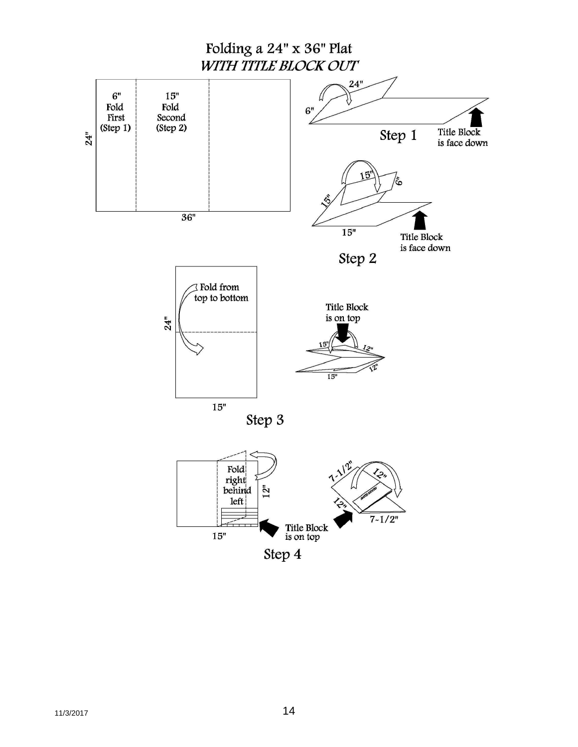# Folding a 24" x 36" Plat

## *WITH TITLE BLOCK OUT*

6"
Fold
First
(Step 1)

15"
Fold
Second
(Step 2)

24"

36"

24"

6"

Step 1

Title Block
is face down

15"

6"

15"

15"

Title Block
is face down

Step 2

Fold from
top to bottom

24"

15"

Title Block
is on top

15"

12"

12"

15"

Step 3

Fold
right
behind
left

12"

15"

Title Block
is on top

7-1/2"

12"

12"

7-1/2"

Step 4